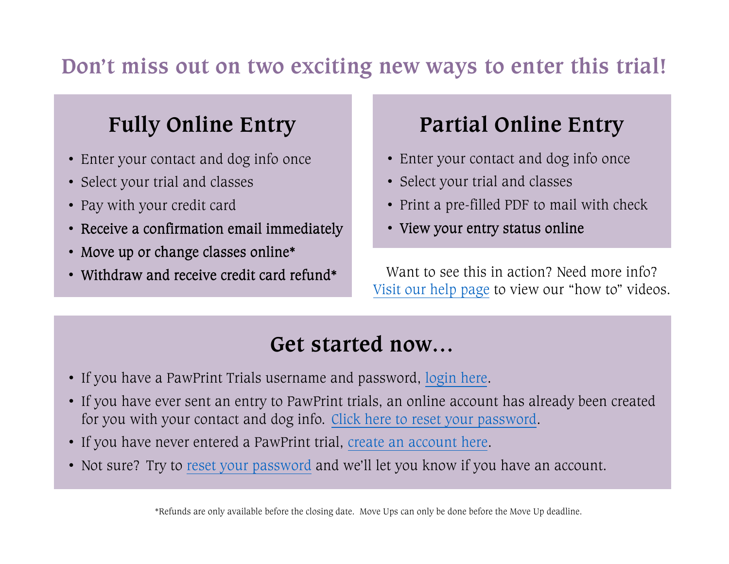# Don't miss out on two exciting new ways to enter this trial!

## Fully Online Entry

- Enter your contact and dog info once
- Select your trial and classes
- Pay with your credit card
- **Receive a confirmation email immediately**
- **Move up or change classes online***
- **Withdraw and receive credit card refund***

## Partial Online Entry

- Enter your contact and dog info once
- Select your trial and classes
- Print a pre-filled PDF to mail with check
- **View your entry status online**

Want to see this in action? Need more info? Visit our help page to view our "how to" videos.

## Get started now…

- If you have a PawPrint Trials username and password, login here.
- If you have ever sent an entry to PawPrint trials, an online account has already been created for you with your contact and dog info. Click here to reset your password.
- If you have never entered a PawPrint trial, create an account here.
- Not sure? Try to reset your password and we'll let you know if you have an account.

*Refunds are only available before the closing date. Move Ups can only be done before the Move Up deadline.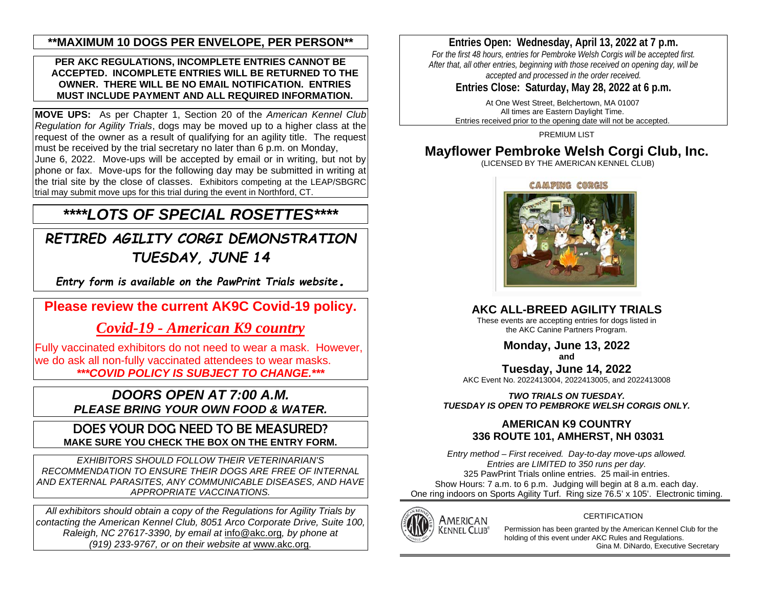**\*\*MAXIMUM 10 DOGS PER ENVELOPE, PER PERSON\*\***

**PER AKC REGULATIONS, INCOMPLETE ENTRIES CANNOT BE ACCEPTED. INCOMPLETE ENTRIES WILL BE RETURNED TO THE OWNER. THERE WILL BE NO EMAIL NOTIFICATION. ENTRIES MUST INCLUDE PAYMENT AND ALL REQUIRED INFORMATION.**

**MOVE UPS:** As per Chapter 1, Section 20 of the *American Kennel Club Regulation for Agility Trials*, dogs may be moved up to a higher class at the request of the owner as a result of qualifying for an agility title. The request must be received by the trial secretary no later than 6 p.m. on Monday, June 6, 2022. Move-ups will be accepted by email or in writing, but not by phone or fax. Move-ups for the following day may be submitted in writing at the trial site by the close of classes. Exhibitors competing at the LEAP/SBGRC trial may submit move ups for this trial during the event in Northford, CT.

## ***\*\*\*\*LOTS OF SPECIAL ROSETTES\*\*\*\****

## *RETIRED AGILITY CORGI DEMONSTRATION TUESDAY, JUNE 14*

***Entry form is available on the PawPrint Trials website.***

**Please review the current AK9C Covid-19 policy.**

*Covid-19 - American K9 country*

Fully vaccinated exhibitors do not need to wear a mask. However, we do ask all non-fully vaccinated attendees to wear masks.
***\*\*\*COVID POLICY IS SUBJECT TO CHANGE.\*\*\****

***DOORS OPEN AT 7:00 A.M.***
***PLEASE BRING YOUR OWN FOOD & WATER.***

**DOES YOUR DOG NEED TO BE MEASURED?**
**MAKE SURE YOU CHECK THE BOX ON THE ENTRY FORM.**

*EXHIBITORS SHOULD FOLLOW THEIR VETERINARIAN'S RECOMMENDATION TO ENSURE THEIR DOGS ARE FREE OF INTERNAL AND EXTERNAL PARASITES, ANY COMMUNICABLE DISEASES, AND HAVE APPROPRIATE VACCINATIONS.*

*All exhibitors should obtain a copy of the Regulations for Agility Trials by contacting the American Kennel Club, 8051 Arco Corporate Drive, Suite 100, Raleigh, NC 27617-3390, by email at* info@akc.org*, by phone at (919) 233-9767, or on their website at* www.akc.org*.*

**Entries Open: Wednesday, April 13, 2022 at 7 p.m.**

*For the first 48 hours, entries for Pembroke Welsh Corgis will be accepted first. After that, all other entries, beginning with those received on opening day, will be accepted and processed in the order received.*

**Entries Close: Saturday, May 28, 2022 at 6 p.m.**

At One West Street, Belchertown, MA 01007
All times are Eastern Daylight Time.
Entries received prior to the opening date will not be accepted.

PREMIUM LIST

# Mayflower Pembroke Welsh Corgi Club, Inc.

(LICENSED BY THE AMERICAN KENNEL CLUB)

CAMPING CORGIS

## AKC ALL-BREED AGILITY TRIALS

These events are accepting entries for dogs listed in the AKC Canine Partners Program.

**Monday, June 13, 2022**
**and**
**Tuesday, June 14, 2022**

AKC Event No. 2022413004, 2022413005, and 2022413008

***TWO TRIALS ON TUESDAY.***
***TUESDAY IS OPEN TO PEMBROKE WELSH CORGIS ONLY.***

**AMERICAN K9 COUNTRY**
**336 ROUTE 101, AMHERST, NH 03031**

*Entry method – First received. Day-to-day move-ups allowed.*
*Entries are LIMITED to 350 runs per day.*
325 PawPrint Trials online entries. 25 mail-in entries.
Show Hours: 7 a.m. to 6 p.m. Judging will begin at 8 a.m. each day.
One ring indoors on Sports Agility Turf. Ring size 76.5' x 105'. Electronic timing.

CERTIFICATION

Permission has been granted by the American Kennel Club for the holding of this event under AKC Rules and Regulations.
Gina M. DiNardo, Executive Secretary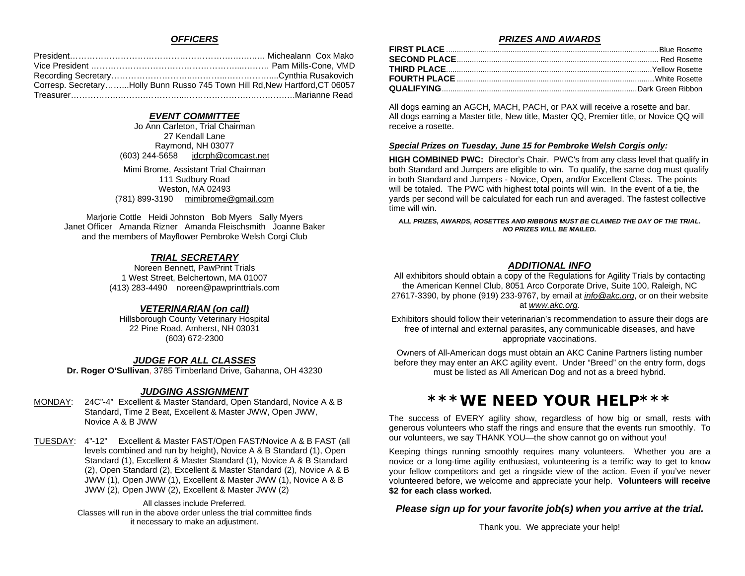## *OFFICERS*

President………………………………………………………… Michealann Cox Mako
Vice President ………………………………………………… Pam Mills-Cone, VMD
Recording Secretary…………………………………………………Cynthia Rusakovich
Corresp. Secretary……..Holly Bunn Russo 745 Town Hill Rd,New Hartford,CT 06057
Treasurer…………………………………………………………………Marianne Read

## *EVENT COMMITTEE*

Jo Ann Carleton, Trial Chairman
27 Kendall Lane
Raymond, NH 03077
(603) 244-5658 jdcrph@comcast.net

Mimi Brome, Assistant Trial Chairman
111 Sudbury Road
Weston, MA 02493
(781) 899-3190 mimibrome@gmail.com

Marjorie Cottle Heidi Johnston Bob Myers Sally Myers
Janet Officer Amanda Rizner Amanda Fleischsmith Joanne Baker
and the members of Mayflower Pembroke Welsh Corgi Club

## *TRIAL SECRETARY*

Noreen Bennett, PawPrint Trials
1 West Street, Belchertown, MA 01007
(413) 283-4490 noreen@pawprinttrials.com

## *VETERINARIAN (on call)*

Hillsborough County Veterinary Hospital
22 Pine Road, Amherst, NH 03031
(603) 672-2300

## *JUDGE FOR ALL CLASSES*

**Dr. Roger O'Sullivan**, 3785 Timberland Drive, Gahanna, OH 43230

## *JUDGING ASSIGNMENT*

MONDAY: 24C"-4" Excellent & Master Standard, Open Standard, Novice A & B Standard, Time 2 Beat, Excellent & Master JWW, Open JWW, Novice A & B JWW

TUESDAY: 4"-12" Excellent & Master FAST/Open FAST/Novice A & B FAST (all levels combined and run by height), Novice A & B Standard (1), Open Standard (1), Excellent & Master Standard (1), Novice A & B Standard (2), Open Standard (2), Excellent & Master Standard (2), Novice A & B JWW (1), Open JWW (1), Excellent & Master JWW (1), Novice A & B JWW (2), Open JWW (2), Excellent & Master JWW (2)

All classes include Preferred.
Classes will run in the above order unless the trial committee finds it necessary to make an adjustment.

## *PRIZES AND AWARDS*

**FIRST PLACE** ........................................ Blue Rosette
**SECOND PLACE** ........................................ Red Rosette
**THIRD PLACE** ........................................ Yellow Rosette
**FOURTH PLACE** ........................................ White Rosette
**QUALIFYING** ........................................ Dark Green Ribbon

All dogs earning an AGCH, MACH, PACH, or PAX will receive a rosette and bar.
All dogs earning a Master title, New title, Master QQ, Premier title, or Novice QQ will receive a rosette.

***Special Prizes on Tuesday, June 15 for Pembroke Welsh Corgis only:***

**HIGH COMBINED PWC:** Director's Chair. PWC's from any class level that qualify in both Standard and Jumpers are eligible to win. To qualify, the same dog must qualify in both Standard and Jumpers - Novice, Open, and/or Excellent Class. The points will be totaled. The PWC with highest total points will win. In the event of a tie, the yards per second will be calculated for each run and averaged. The fastest collective time will win.

***ALL PRIZES, AWARDS, ROSETTES AND RIBBONS MUST BE CLAIMED THE DAY OF THE TRIAL. NO PRIZES WILL BE MAILED.***

## *ADDITIONAL INFO*

All exhibitors should obtain a copy of the Regulations for Agility Trials by contacting the American Kennel Club, 8051 Arco Corporate Drive, Suite 100, Raleigh, NC 27617-3390, by phone (919) 233-9767, by email at *info@akc.org*, or on their website at *www.akc.org*.

Exhibitors should follow their veterinarian's recommendation to assure their dogs are free of internal and external parasites, any communicable diseases, and have appropriate vaccinations.

Owners of All-American dogs must obtain an AKC Canine Partners listing number before they may enter an AKC agility event. Under "Breed" on the entry form, dogs must be listed as All American Dog and not as a breed hybrid.

# ***WE NEED YOUR HELP***

The success of EVERY agility show, regardless of how big or small, rests with generous volunteers who staff the rings and ensure that the events run smoothly. To our volunteers, we say THANK YOU—the show cannot go on without you!

Keeping things running smoothly requires many volunteers. Whether you are a novice or a long-time agility enthusiast, volunteering is a terrific way to get to know your fellow competitors and get a ringside view of the action. Even if you've never volunteered before, we welcome and appreciate your help. **Volunteers will receive $2 for each class worked.**

***Please sign up for your favorite job(s) when you arrive at the trial.***

Thank you. We appreciate your help!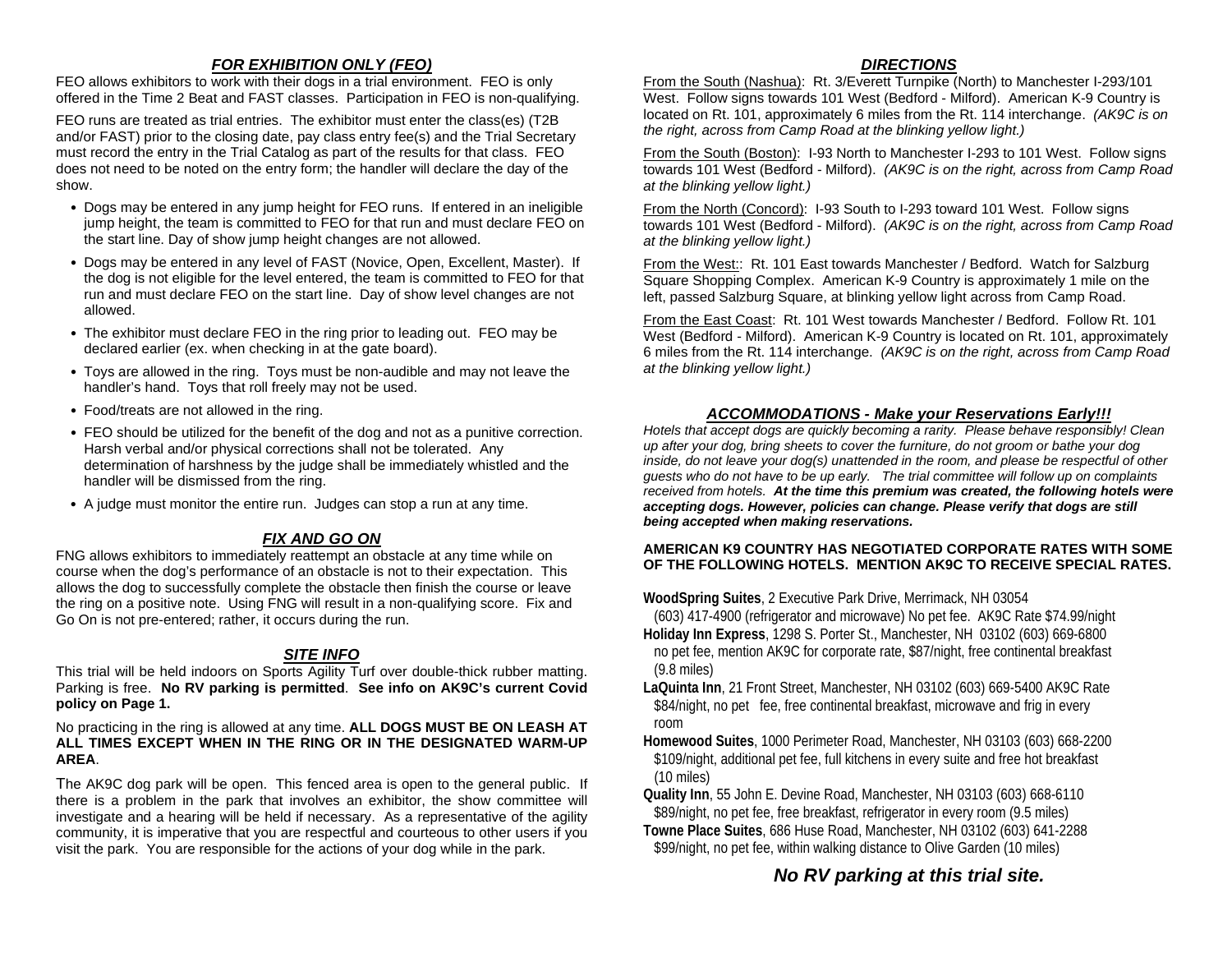## *FOR EXHIBITION ONLY (FEO)*

FEO allows exhibitors to work with their dogs in a trial environment. FEO is only offered in the Time 2 Beat and FAST classes. Participation in FEO is non-qualifying.

FEO runs are treated as trial entries. The exhibitor must enter the class(es) (T2B and/or FAST) prior to the closing date, pay class entry fee(s) and the Trial Secretary must record the entry in the Trial Catalog as part of the results for that class. FEO does not need to be noted on the entry form; the handler will declare the day of the show.

- Dogs may be entered in any jump height for FEO runs. If entered in an ineligible jump height, the team is committed to FEO for that run and must declare FEO on the start line. Day of show jump height changes are not allowed.
- Dogs may be entered in any level of FAST (Novice, Open, Excellent, Master). If the dog is not eligible for the level entered, the team is committed to FEO for that run and must declare FEO on the start line. Day of show level changes are not allowed.
- The exhibitor must declare FEO in the ring prior to leading out. FEO may be declared earlier (ex. when checking in at the gate board).
- Toys are allowed in the ring. Toys must be non-audible and may not leave the handler's hand. Toys that roll freely may not be used.
- Food/treats are not allowed in the ring.
- FEO should be utilized for the benefit of the dog and not as a punitive correction. Harsh verbal and/or physical corrections shall not be tolerated. Any determination of harshness by the judge shall be immediately whistled and the handler will be dismissed from the ring.
- A judge must monitor the entire run. Judges can stop a run at any time.

## *FIX AND GO ON*

FNG allows exhibitors to immediately reattempt an obstacle at any time while on course when the dog's performance of an obstacle is not to their expectation. This allows the dog to successfully complete the obstacle then finish the course or leave the ring on a positive note. Using FNG will result in a non-qualifying score. Fix and Go On is not pre-entered; rather, it occurs during the run.

## *SITE INFO*

This trial will be held indoors on Sports Agility Turf over double-thick rubber matting. Parking is free. **No RV parking is permitted**. **See info on AK9C's current Covid policy on Page 1.**

No practicing in the ring is allowed at any time. **ALL DOGS MUST BE ON LEASH AT ALL TIMES EXCEPT WHEN IN THE RING OR IN THE DESIGNATED WARM-UP AREA**.

The AK9C dog park will be open. This fenced area is open to the general public. If there is a problem in the park that involves an exhibitor, the show committee will investigate and a hearing will be held if necessary. As a representative of the agility community, it is imperative that you are respectful and courteous to other users if you visit the park. You are responsible for the actions of your dog while in the park.

## *DIRECTIONS*

From the South (Nashua): Rt. 3/Everett Turnpike (North) to Manchester I-293/101 West. Follow signs towards 101 West (Bedford - Milford). American K-9 Country is located on Rt. 101, approximately 6 miles from the Rt. 114 interchange. *(AK9C is on the right, across from Camp Road at the blinking yellow light.)*

From the South (Boston): I-93 North to Manchester I-293 to 101 West. Follow signs towards 101 West (Bedford - Milford). *(AK9C is on the right, across from Camp Road at the blinking yellow light.)*

From the North (Concord): I-93 South to I-293 toward 101 West. Follow signs towards 101 West (Bedford - Milford). *(AK9C is on the right, across from Camp Road at the blinking yellow light.)*

From the West:: Rt. 101 East towards Manchester / Bedford. Watch for Salzburg Square Shopping Complex. American K-9 Country is approximately 1 mile on the left, passed Salzburg Square, at blinking yellow light across from Camp Road.

From the East Coast: Rt. 101 West towards Manchester / Bedford. Follow Rt. 101 West (Bedford - Milford). American K-9 Country is located on Rt. 101, approximately 6 miles from the Rt. 114 interchange. *(AK9C is on the right, across from Camp Road at the blinking yellow light.)*

## *ACCOMMODATIONS - Make your Reservations Early!!!*

*Hotels that accept dogs are quickly becoming a rarity. Please behave responsibly! Clean up after your dog, bring sheets to cover the furniture, do not groom or bathe your dog inside, do not leave your dog(s) unattended in the room, and please be respectful of other guests who do not have to be up early. The trial committee will follow up on complaints received from hotels.* ***At the time this premium was created, the following hotels were accepting dogs. However, policies can change. Please verify that dogs are still being accepted when making reservations.***

**AMERICAN K9 COUNTRY HAS NEGOTIATED CORPORATE RATES WITH SOME OF THE FOLLOWING HOTELS. MENTION AK9C TO RECEIVE SPECIAL RATES.**

**WoodSpring Suites**, 2 Executive Park Drive, Merrimack, NH 03054 (603) 417-4900 (refrigerator and microwave) No pet fee. AK9C Rate $74.99/night

**Holiday Inn Express**, 1298 S. Porter St., Manchester, NH 03102 (603) 669-6800 no pet fee, mention AK9C for corporate rate, $87/night, free continental breakfast (9.8 miles)

**LaQuinta Inn**, 21 Front Street, Manchester, NH 03102 (603) 669-5400 AK9C Rate $84/night, no pet fee, free continental breakfast, microwave and frig in every room

**Homewood Suites**, 1000 Perimeter Road, Manchester, NH 03103 (603) 668-2200 $109/night, additional pet fee, full kitchens in every suite and free hot breakfast (10 miles)

**Quality Inn**, 55 John E. Devine Road, Manchester, NH 03103 (603) 668-6110 $89/night, no pet fee, free breakfast, refrigerator in every room (9.5 miles)

**Towne Place Suites**, 686 Huse Road, Manchester, NH 03102 (603) 641-2288 $99/night, no pet fee, within walking distance to Olive Garden (10 miles)

***No RV parking at this trial site.***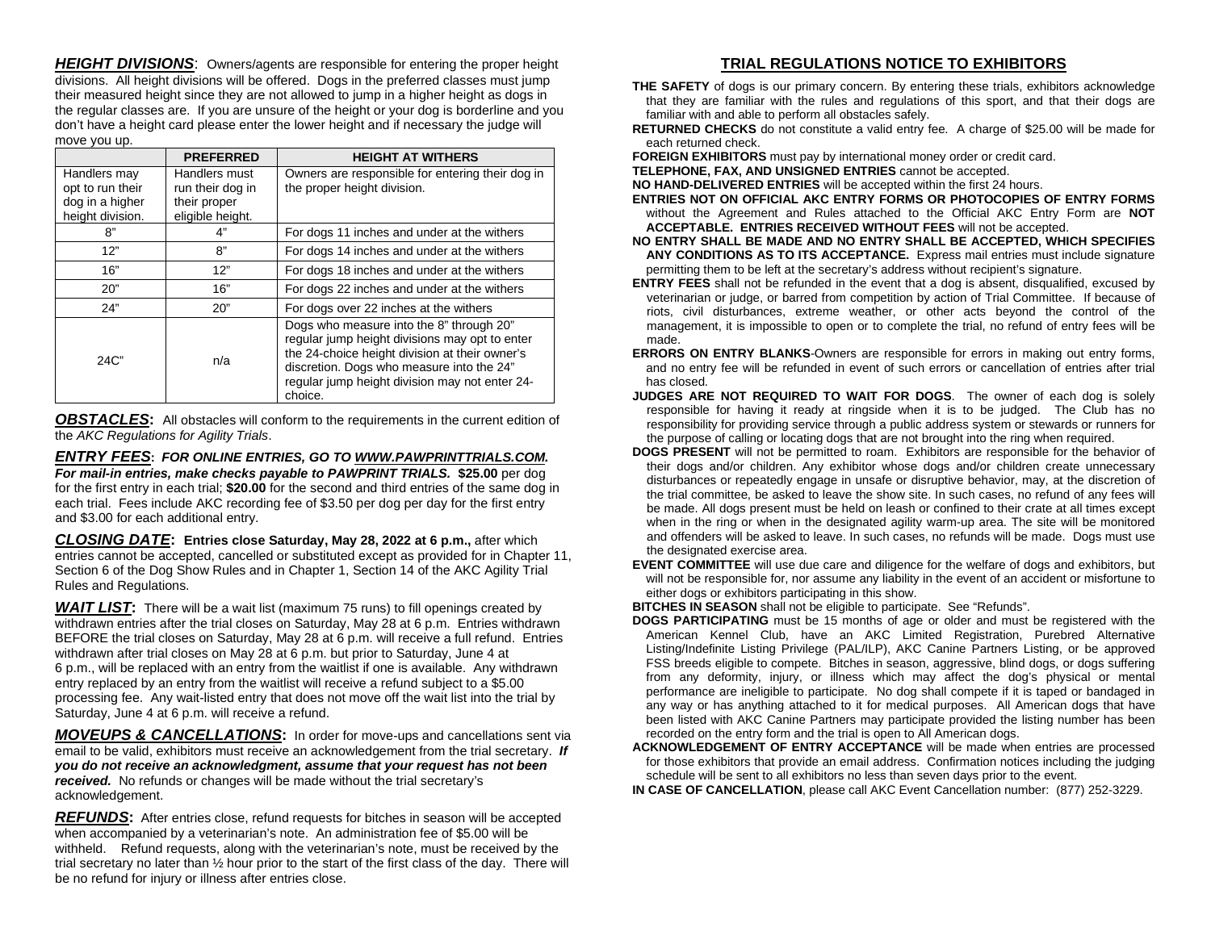***HEIGHT DIVISIONS***: Owners/agents are responsible for entering the proper height divisions. All height divisions will be offered. Dogs in the preferred classes must jump their measured height since they are not allowed to jump in a higher height as dogs in the regular classes are. If you are unsure of the height or your dog is borderline and you don't have a height card please enter the lower height and if necessary the judge will move you up.

| | **PREFERRED** | **HEIGHT AT WITHERS** |
|---|---|---|
| Handlers may opt to run their dog in a higher height division. | Handlers must run their dog in their proper eligible height. | Owners are responsible for entering their dog in the proper height division. |
| 8" | 4" | For dogs 11 inches and under at the withers |
| 12" | 8" | For dogs 14 inches and under at the withers |
| 16" | 12" | For dogs 18 inches and under at the withers |
| 20" | 16" | For dogs 22 inches and under at the withers |
| 24" | 20" | For dogs over 22 inches at the withers |
| 24C" | n/a | Dogs who measure into the 8" through 20" regular jump height divisions may opt to enter the 24-choice height division at their owner's discretion. Dogs who measure into the 24" regular jump height division may not enter 24-choice. |

***OBSTACLES*:** All obstacles will conform to the requirements in the current edition of the *AKC Regulations for Agility Trials*.

***ENTRY FEES*:** ***FOR ONLINE ENTRIES, GO TO WWW.PAWPRINTTRIALS.COM.*** ***For mail-in entries, make checks payable to PAWPRINT TRIALS.*** **$25.00** per dog for the first entry in each trial; **$20.00** for the second and third entries of the same dog in each trial. Fees include AKC recording fee of $3.50 per dog per day for the first entry and $3.00 for each additional entry.

***CLOSING DATE*:** **Entries close Saturday, May 28, 2022 at 6 p.m.,** after which entries cannot be accepted, cancelled or substituted except as provided for in Chapter 11, Section 6 of the Dog Show Rules and in Chapter 1, Section 14 of the AKC Agility Trial Rules and Regulations.

***WAIT LIST*:** There will be a wait list (maximum 75 runs) to fill openings created by withdrawn entries after the trial closes on Saturday, May 28 at 6 p.m. Entries withdrawn BEFORE the trial closes on Saturday, May 28 at 6 p.m. will receive a full refund. Entries withdrawn after trial closes on May 28 at 6 p.m. but prior to Saturday, June 4 at 6 p.m., will be replaced with an entry from the waitlist if one is available. Any withdrawn entry replaced by an entry from the waitlist will receive a refund subject to a $5.00 processing fee. Any wait-listed entry that does not move off the wait list into the trial by Saturday, June 4 at 6 p.m. will receive a refund.

***MOVEUPS & CANCELLATIONS*:** In order for move-ups and cancellations sent via email to be valid, exhibitors must receive an acknowledgement from the trial secretary. ***If you do not receive an acknowledgment, assume that your request has not been received.*** No refunds or changes will be made without the trial secretary's acknowledgement.

***REFUNDS*:** After entries close, refund requests for bitches in season will be accepted when accompanied by a veterinarian's note. An administration fee of $5.00 will be withheld. Refund requests, along with the veterinarian's note, must be received by the trial secretary no later than ½ hour prior to the start of the first class of the day. There will be no refund for injury or illness after entries close.

## TRIAL REGULATIONS NOTICE TO EXHIBITORS

**THE SAFETY** of dogs is our primary concern. By entering these trials, exhibitors acknowledge that they are familiar with the rules and regulations of this sport, and that their dogs are familiar with and able to perform all obstacles safely.

**RETURNED CHECKS** do not constitute a valid entry fee. A charge of $25.00 will be made for each returned check.

**FOREIGN EXHIBITORS** must pay by international money order or credit card.

**TELEPHONE, FAX, AND UNSIGNED ENTRIES** cannot be accepted.

**NO HAND-DELIVERED ENTRIES** will be accepted within the first 24 hours.

**ENTRIES NOT ON OFFICIAL AKC ENTRY FORMS OR PHOTOCOPIES OF ENTRY FORMS** without the Agreement and Rules attached to the Official AKC Entry Form are **NOT ACCEPTABLE. ENTRIES RECEIVED WITHOUT FEES** will not be accepted.

**NO ENTRY SHALL BE MADE AND NO ENTRY SHALL BE ACCEPTED, WHICH SPECIFIES ANY CONDITIONS AS TO ITS ACCEPTANCE.** Express mail entries must include signature permitting them to be left at the secretary's address without recipient's signature.

**ENTRY FEES** shall not be refunded in the event that a dog is absent, disqualified, excused by veterinarian or judge, or barred from competition by action of Trial Committee. If because of riots, civil disturbances, extreme weather, or other acts beyond the control of the management, it is impossible to open or to complete the trial, no refund of entry fees will be made.

**ERRORS ON ENTRY BLANKS**-Owners are responsible for errors in making out entry forms, and no entry fee will be refunded in event of such errors or cancellation of entries after trial has closed.

**JUDGES ARE NOT REQUIRED TO WAIT FOR DOGS**. The owner of each dog is solely responsible for having it ready at ringside when it is to be judged. The Club has no responsibility for providing service through a public address system or stewards or runners for the purpose of calling or locating dogs that are not brought into the ring when required.

**DOGS PRESENT** will not be permitted to roam. Exhibitors are responsible for the behavior of their dogs and/or children. Any exhibitor whose dogs and/or children create unnecessary disturbances or repeatedly engage in unsafe or disruptive behavior, may, at the discretion of the trial committee, be asked to leave the show site. In such cases, no refund of any fees will be made. All dogs present must be held on leash or confined to their crate at all times except when in the ring or when in the designated agility warm-up area. The site will be monitored and offenders will be asked to leave. In such cases, no refunds will be made. Dogs must use the designated exercise area.

**EVENT COMMITTEE** will use due care and diligence for the welfare of dogs and exhibitors, but will not be responsible for, nor assume any liability in the event of an accident or misfortune to either dogs or exhibitors participating in this show.

**BITCHES IN SEASON** shall not be eligible to participate. See "Refunds".

**DOGS PARTICIPATING** must be 15 months of age or older and must be registered with the American Kennel Club, have an AKC Limited Registration, Purebred Alternative Listing/Indefinite Listing Privilege (PAL/ILP), AKC Canine Partners Listing, or be approved FSS breeds eligible to compete. Bitches in season, aggressive, blind dogs, or dogs suffering from any deformity, injury, or illness which may affect the dog's physical or mental performance are ineligible to participate. No dog shall compete if it is taped or bandaged in any way or has anything attached to it for medical purposes. All American dogs that have been listed with AKC Canine Partners may participate provided the listing number has been recorded on the entry form and the trial is open to All American dogs.

**ACKNOWLEDGEMENT OF ENTRY ACCEPTANCE** will be made when entries are processed for those exhibitors that provide an email address. Confirmation notices including the judging schedule will be sent to all exhibitors no less than seven days prior to the event.

**IN CASE OF CANCELLATION**, please call AKC Event Cancellation number: (877) 252-3229.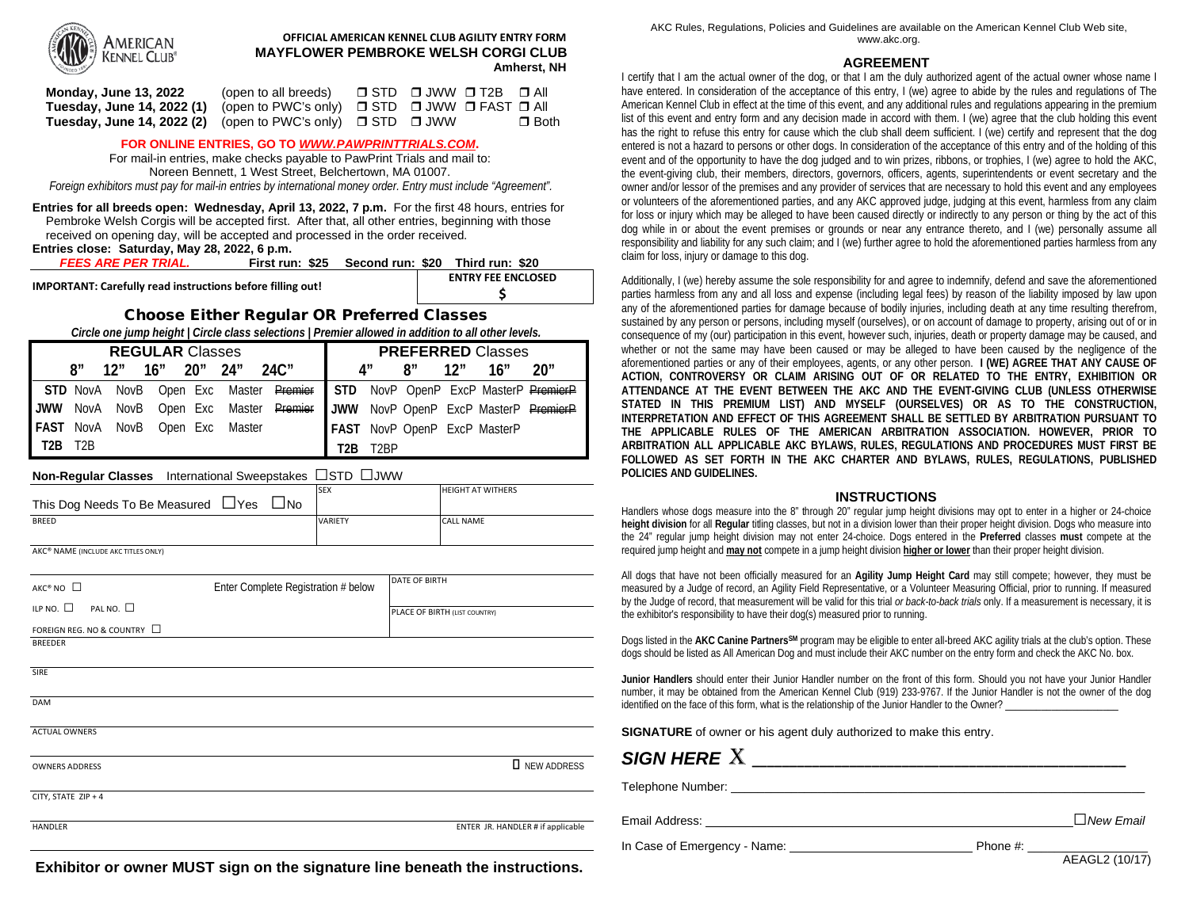**OFFICIAL AMERICAN KENNEL CLUB AGILITY ENTRY FORM**
**MAYFLOWER PEMBROKE WELSH CORGI CLUB**
**Amherst, NH**

| | | |
|---|---|---|
| **Monday, June 13, 2022** | (open to all breeds) | ☐ STD ☐ JWW ☐ T2B ☐ All |
| **Tuesday, June 14, 2022 (1)** | (open to PWC's only) | ☐ STD ☐ JWW ☐ FAST ☐ All |
| **Tuesday, June 14, 2022 (2)** | (open to PWC's only) | ☐ STD ☐ JWW ☐ Both |

**FOR ONLINE ENTRIES, GO TO *WWW.PAWPRINTTRIALS.COM*.**

For mail-in entries, make checks payable to PawPrint Trials and mail to:
Noreen Bennett, 1 West Street, Belchertown, MA 01007.
*Foreign exhibitors must pay for mail-in entries by international money order. Entry must include "Agreement".*

**Entries for all breeds open: Wednesday, April 13, 2022, 7 p.m.** For the first 48 hours, entries for Pembroke Welsh Corgis will be accepted first. After that, all other entries, beginning with those received on opening day, will be accepted and processed in the order received.
**Entries close: Saturday, May 28, 2022, 6 p.m.**

***FEES ARE PER TRIAL.*** **First run: $25 Second run: $20 Third run: $20**

**IMPORTANT: Carefully read instructions before filling out!**

**ENTRY FEE ENCLOSED**
**$**

## Choose Either Regular OR Preferred Classes

***Circle one jump height | Circle class selections | Premier allowed in addition to all other levels.***

| REGULAR Classes | | | | | | | PREFERRED Classes | | | | | |
|---|---|---|---|---|---|---|---|---|---|---|---|---|
| | 8" | 12" | 16" | 20" | 24" | 24C" | | 4" | 8" | 12" | 16" | 20" |
| **STD** | NovA | NovB | Open | Exc | Master | ~~Premier~~ | **STD** | NovP | OpenP | ExcP | MasterP | ~~PremierP~~ |
| **JWW** | NovA | NovB | Open | Exc | Master | ~~Premier~~ | **JWW** | NovP | OpenP | ExcP | MasterP | ~~PremierP~~ |
| **FAST** | NovA | NovB | Open | Exc | Master | | **FAST** | NovP | OpenP | ExcP | MasterP | |
| **T2B** | T2B | | | | | | **T2B** | T2BP | | | | |

**Non-Regular Classes** International Sweepstakes ☐STD ☐JWW

This Dog Needs To Be Measured ☐Yes ☐No

SEX | HEIGHT AT WITHERS

BREED | VARIETY | CALL NAME

AKC® NAME (INCLUDE AKC TITLES ONLY)

AKC® NO ☐ Enter Complete Registration # below | DATE OF BIRTH

ILP NO. ☐ PAL NO. ☐ | PLACE OF BIRTH (LIST COUNTRY)

FOREIGN REG. NO & COUNTRY ☐

BREEDER

SIRE

DAM

ACTUAL OWNERS

OWNERS ADDRESS ☐ NEW ADDRESS

CITY, STATE ZIP + 4

HANDLER ENTER JR. HANDLER # if applicable

**Exhibitor or owner MUST sign on the signature line beneath the instructions.**

AKC Rules, Regulations, Policies and Guidelines are available on the American Kennel Club Web site, www.akc.org.

## AGREEMENT

I certify that I am the actual owner of the dog, or that I am the duly authorized agent of the actual owner whose name I have entered. In consideration of the acceptance of this entry, I (we) agree to abide by the rules and regulations of The American Kennel Club in effect at the time of this event, and any additional rules and regulations appearing in the premium list of this event and entry form and any decision made in accord with them. I (we) agree that the club holding this event has the right to refuse this entry for cause which the club shall deem sufficient. I (we) certify and represent that the dog entered is not a hazard to persons or other dogs. In consideration of the acceptance of this entry and of the holding of this event and of the opportunity to have the dog judged and to win prizes, ribbons, or trophies, I (we) agree to hold the AKC, the event-giving club, their members, directors, governors, officers, agents, superintendents or event secretary and the owner and/or lessor of the premises and any provider of services that are necessary to hold this event and any employees or volunteers of the aforementioned parties, and any AKC approved judge, judging at this event, harmless from any claim for loss or injury which may be alleged to have been caused directly or indirectly to any person or thing by the act of this dog while in or about the event premises or grounds or near any entrance thereto, and I (we) personally assume all responsibility and liability for any such claim; and I (we) further agree to hold the aforementioned parties harmless from any claim for loss, injury or damage to this dog.

Additionally, I (we) hereby assume the sole responsibility for and agree to indemnify, defend and save the aforementioned parties harmless from any and all loss and expense (including legal fees) by reason of the liability imposed by law upon any of the aforementioned parties for damage because of bodily injuries, including death at any time resulting therefrom, sustained by any person or persons, including myself (ourselves), or on account of damage to property, arising out of or in consequence of my (our) participation in this event, however such, injuries, death or property damage may be caused, and whether or not the same may have been caused or may be alleged to have been caused by the negligence of the aforementioned parties or any of their employees, agents, or any other person. **I (WE) AGREE THAT ANY CAUSE OF ACTION, CONTROVERSY OR CLAIM ARISING OUT OF OR RELATED TO THE ENTRY, EXHIBITION OR ATTENDANCE AT THE EVENT BETWEEN THE AKC AND THE EVENT-GIVING CLUB (UNLESS OTHERWISE STATED IN THIS PREMIUM LIST) AND MYSELF (OURSELVES) OR AS TO THE CONSTRUCTION, INTERPRETATION AND EFFECT OF THIS AGREEMENT SHALL BE SETTLED BY ARBITRATION PURSUANT TO THE APPLICABLE RULES OF THE AMERICAN ARBITRATION ASSOCIATION. HOWEVER, PRIOR TO ARBITRATION ALL APPLICABLE AKC BYLAWS, RULES, REGULATIONS AND PROCEDURES MUST FIRST BE FOLLOWED AS SET FORTH IN THE AKC CHARTER AND BYLAWS, RULES, REGULATIONS, PUBLISHED POLICIES AND GUIDELINES.**

## INSTRUCTIONS

Handlers whose dogs measure into the 8" through 20" regular jump height divisions may opt to enter in a higher or 24-choice **height division** for all **Regular** titling classes, but not in a division lower than their proper height division. Dogs who measure into the 24" regular jump height division may not enter 24-choice. Dogs entered in the **Preferred** classes **must** compete at the required jump height and **may not** compete in a jump height division **higher or lower** than their proper height division.

All dogs that have not been officially measured for an **Agility Jump Height Card** may still compete; however, they must be measured by *a* Judge of record, an Agility Field Representative, or a Volunteer Measuring Official, prior to running. If measured by the Judge of record, that measurement will be valid for this trial *or back-to-back trials* only. If a measurement is necessary, it is the exhibitor's responsibility to have their dog(s) measured prior to running.

Dogs listed in the **AKC Canine Partners**SM program may be eligible to enter all-breed AKC agility trials at the club's option. These dogs should be listed as All American Dog and must include their AKC number on the entry form and check the AKC No. box.

**Junior Handlers** should enter their Junior Handler number on the front of this form. Should you not have your Junior Handler number, it may be obtained from the American Kennel Club (919) 233-9767. If the Junior Handler is not the owner of the dog identified on the face of this form, what is the relationship of the Junior Handler to the Owner? ____________________

**SIGNATURE** of owner or his agent duly authorized to make this entry.

***SIGN HERE*** X ________________________________________

Telephone Number: ________________________________________

Email Address: ________________________________________ ☐*New Email*

In Case of Emergency - Name: __________________________ Phone #: ______________

AEAGL2 (10/17)